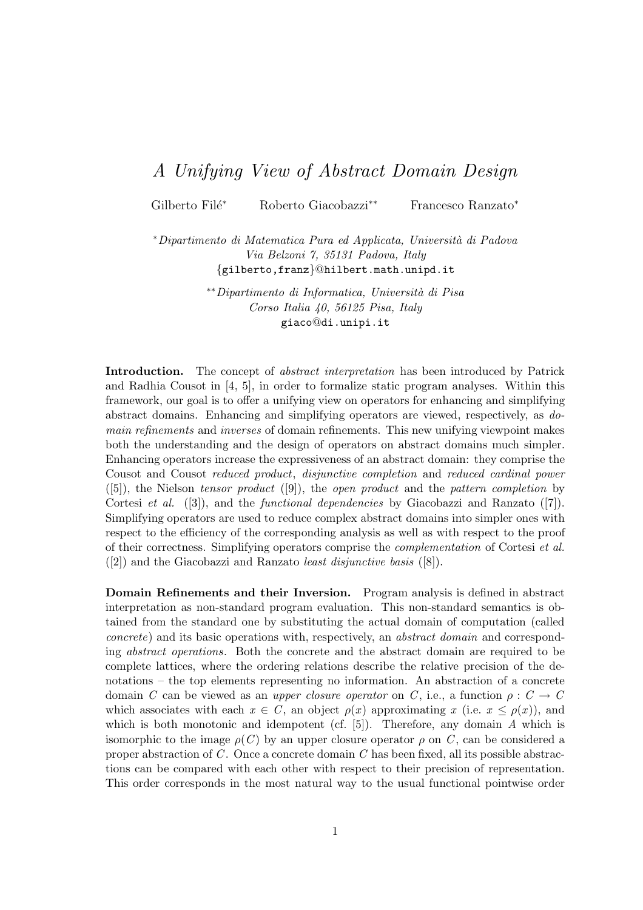# *A Unifying View of Abstract Domain Design*

Gilberto Filé* Roberto Giacobazzi** Francesco Ranzato*

*\*Dipartimento di Matematica Pura ed Applicata, Università di Padova*
*Via Belzoni 7, 35131 Padova, Italy*
{gilberto,franz}@hilbert.math.unipd.it

*\*\*Dipartimento di Informatica, Università di Pisa*
*Corso Italia 40, 56125 Pisa, Italy*
giaco@di.unipi.it

**Introduction.** The concept of *abstract interpretation* has been introduced by Patrick and Radhia Cousot in [4, 5], in order to formalize static program analyses. Within this framework, our goal is to offer a unifying view on operators for enhancing and simplifying abstract domains. Enhancing and simplifying operators are viewed, respectively, as *domain refinements* and *inverses* of domain refinements. This new unifying viewpoint makes both the understanding and the design of operators on abstract domains much simpler. Enhancing operators increase the expressiveness of an abstract domain: they comprise the Cousot and Cousot *reduced product*, *disjunctive completion* and *reduced cardinal power* ([5]), the Nielson *tensor product* ([9]), the *open product* and the *pattern completion* by Cortesi *et al.* ([3]), and the *functional dependencies* by Giacobazzi and Ranzato ([7]). Simplifying operators are used to reduce complex abstract domains into simpler ones with respect to the efficiency of the corresponding analysis as well as with respect to the proof of their correctness. Simplifying operators comprise the *complementation* of Cortesi *et al.* ([2]) and the Giacobazzi and Ranzato *least disjunctive basis* ([8]).

**Domain Refinements and their Inversion.** Program analysis is defined in abstract interpretation as non-standard program evaluation. This non-standard semantics is obtained from the standard one by substituting the actual domain of computation (called *concrete*) and its basic operations with, respectively, an *abstract domain* and corresponding *abstract operations*. Both the concrete and the abstract domain are required to be complete lattices, where the ordering relations describe the relative precision of the denotations – the top elements representing no information. An abstraction of a concrete domain $C$ can be viewed as an *upper closure operator* on $C$, i.e., a function $\rho : C \to C$ which associates with each $x \in C$, an object $\rho(x)$ approximating $x$ (i.e. $x \leq \rho(x)$), and which is both monotonic and idempotent (cf. [5]). Therefore, any domain $A$ which is isomorphic to the image $\rho(C)$ by an upper closure operator $\rho$ on $C$, can be considered a proper abstraction of $C$. Once a concrete domain $C$ has been fixed, all its possible abstractions can be compared with each other with respect to their precision of representation. This order corresponds in the most natural way to the usual functional pointwise order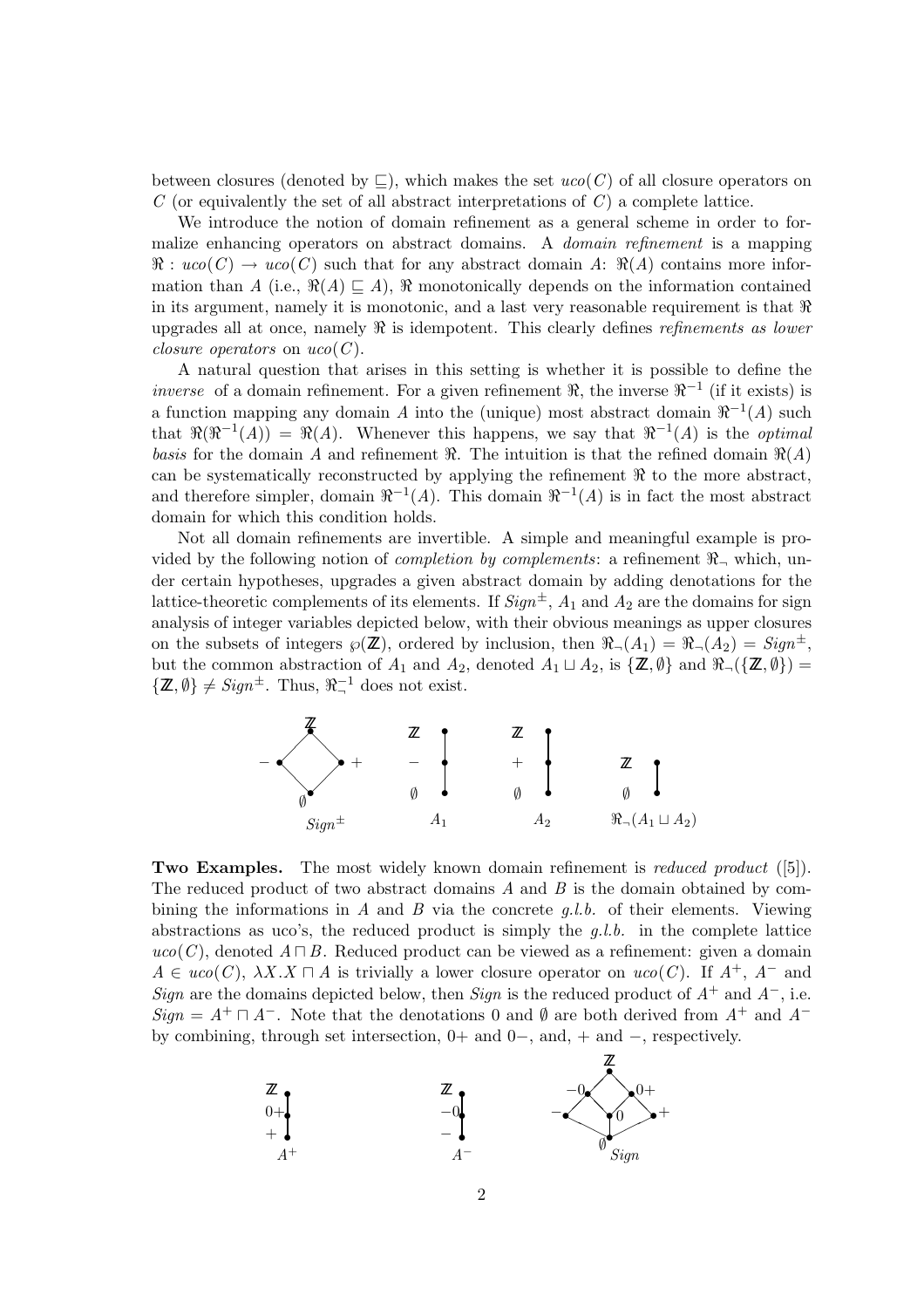between closures (denoted by $\sqsubseteq$), which makes the set $uco(C)$ of all closure operators on $C$ (or equivalently the set of all abstract interpretations of $C$) a complete lattice.

We introduce the notion of domain refinement as a general scheme in order to formalize enhancing operators on abstract domains. A *domain refinement* is a mapping $\Re : uco(C) \to uco(C)$ such that for any abstract domain $A$: $\Re(A)$ contains more information than $A$ (i.e., $\Re(A) \sqsubseteq A$), $\Re$ monotonically depends on the information contained in its argument, namely it is monotonic, and a last very reasonable requirement is that $\Re$ upgrades all at once, namely $\Re$ is idempotent. This clearly defines *refinements as lower closure operators* on $uco(C)$.

A natural question that arises in this setting is whether it is possible to define the *inverse* of a domain refinement. For a given refinement $\Re$, the inverse $\Re^{-1}$ (if it exists) is a function mapping any domain $A$ into the (unique) most abstract domain $\Re^{-1}(A)$ such that $\Re(\Re^{-1}(A)) = \Re(A)$. Whenever this happens, we say that $\Re^{-1}(A)$ is the *optimal basis* for the domain $A$ and refinement $\Re$. The intuition is that the refined domain $\Re(A)$ can be systematically reconstructed by applying the refinement $\Re$ to the more abstract, and therefore simpler, domain $\Re^{-1}(A)$. This domain $\Re^{-1}(A)$ is in fact the most abstract domain for which this condition holds.

Not all domain refinements are invertible. A simple and meaningful example is provided by the following notion of *completion by complements*: a refinement $\Re_\neg$ which, under certain hypotheses, upgrades a given abstract domain by adding denotations for the lattice-theoretic complements of its elements. If $Sign^\pm$, $A_1$ and $A_2$ are the domains for sign analysis of integer variables depicted below, with their obvious meanings as upper closures on the subsets of integers $\wp(\mathbb{Z})$, ordered by inclusion, then $\Re_\neg(A_1) = \Re_\neg(A_2) = Sign^\pm$, but the common abstraction of $A_1$ and $A_2$, denoted $A_1 \sqcup A_2$, is $\{\mathbb{Z}, \emptyset\}$ and $\Re_\neg(\{\mathbb{Z}, \emptyset\}) = \{\mathbb{Z}, \emptyset\} \neq Sign^\pm$. Thus, $\Re_\neg^{-1}$ does not exist.

$Sign^\pm$ $\quad$ $A_1$ $\quad$ $A_2$ $\quad$ $\Re_\neg(A_1 \sqcup A_2)$

**Two Examples.** The most widely known domain refinement is *reduced product* ([5]). The reduced product of two abstract domains $A$ and $B$ is the domain obtained by combining the informations in $A$ and $B$ via the concrete *g.l.b.* of their elements. Viewing abstractions as uco's, the reduced product is simply the *g.l.b.* in the complete lattice $uco(C)$, denoted $A \sqcap B$. Reduced product can be viewed as a refinement: given a domain $A \in uco(C)$, $\lambda X.X \sqcap A$ is trivially a lower closure operator on $uco(C)$. If $A^+$, $A^-$ and $Sign$ are the domains depicted below, then $Sign$ is the reduced product of $A^+$ and $A^-$, i.e. $Sign = A^+ \sqcap A^-$. Note that the denotations 0 and $\emptyset$ are both derived from $A^+$ and $A^-$ by combining, through set intersection, $0+$ and $0-$, and, $+$ and $-$, respectively.

$A^+$ $\quad$ $A^-$ $\quad$ $Sign$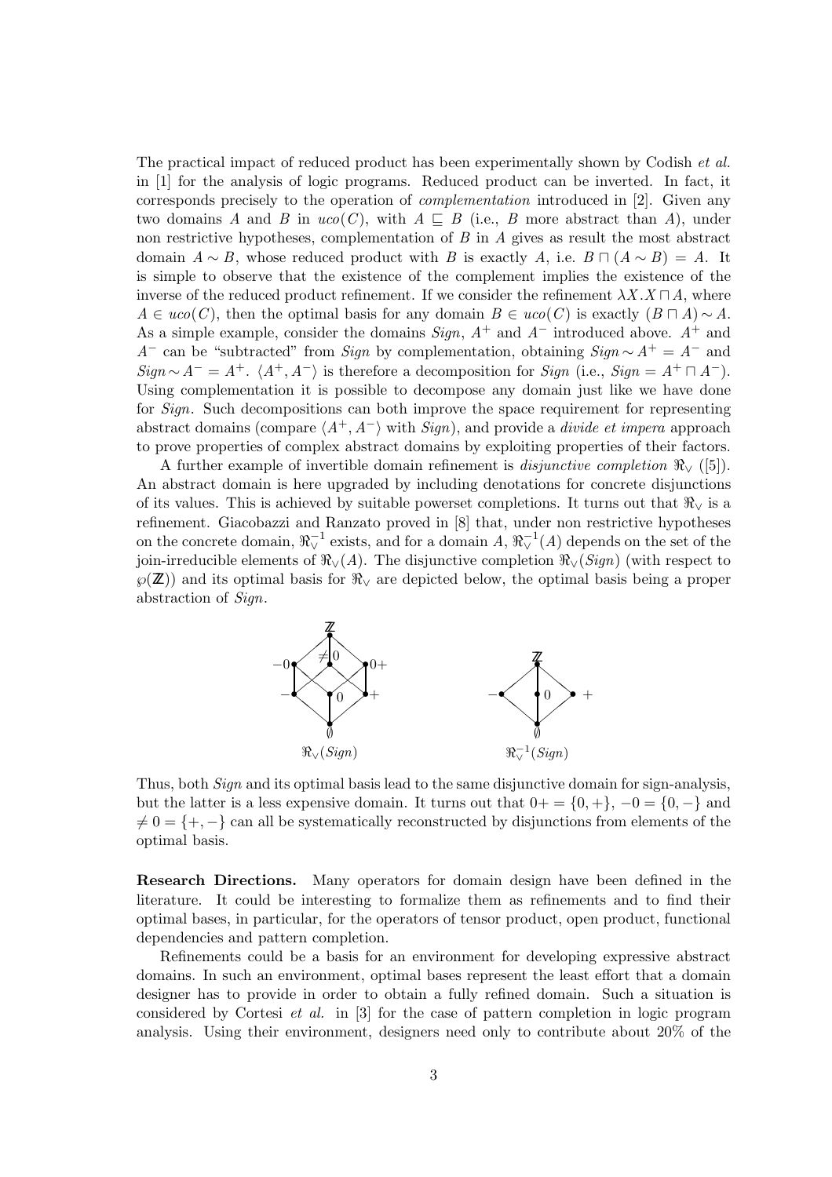The practical impact of reduced product has been experimentally shown by Codish *et al.* in [1] for the analysis of logic programs. Reduced product can be inverted. In fact, it corresponds precisely to the operation of *complementation* introduced in [2]. Given any two domains $A$ and $B$ in $uco(C)$, with $A \sqsubseteq B$ (i.e., $B$ more abstract than $A$), under non restrictive hypotheses, complementation of $B$ in $A$ gives as result the most abstract domain $A \sim B$, whose reduced product with $B$ is exactly $A$, i.e. $B \sqcap (A \sim B) = A$. It is simple to observe that the existence of the complement implies the existence of the inverse of the reduced product refinement. If we consider the refinement $\lambda X. X \sqcap A$, where $A \in uco(C)$, then the optimal basis for any domain $B \in uco(C)$ is exactly $(B \sqcap A) \sim A$. As a simple example, consider the domains $Sign$, $A^+$ and $A^-$ introduced above. $A^+$ and $A^-$ can be "subtracted" from $Sign$ by complementation, obtaining $Sign \sim A^+ = A^-$ and $Sign \sim A^- = A^+$. $\langle A^+, A^- \rangle$ is therefore a decomposition for $Sign$ (i.e., $Sign = A^+ \sqcap A^-$). Using complementation it is possible to decompose any domain just like we have done for $Sign$. Such decompositions can both improve the space requirement for representing abstract domains (compare $\langle A^+, A^- \rangle$ with $Sign$), and provide a *divide et impera* approach to prove properties of complex abstract domains by exploiting properties of their factors.

A further example of invertible domain refinement is *disjunctive completion* $\Re_\vee$ ([5]). An abstract domain is here upgraded by including denotations for concrete disjunctions of its values. This is achieved by suitable powerset completions. It turns out that $\Re_\vee$ is a refinement. Giacobazzi and Ranzato proved in [8] that, under non restrictive hypotheses on the concrete domain, $\Re_\vee^{-1}$ exists, and for a domain $A$, $\Re_\vee^{-1}(A)$ depends on the set of the join-irreducible elements of $\Re_\vee(A)$. The disjunctive completion $\Re_\vee(Sign)$ (with respect to $\wp(\mathbb{Z})$) and its optimal basis for $\Re_\vee$ are depicted below, the optimal basis being a proper abstraction of $Sign$.

$\Re_\vee(Sign)$ $\qquad\qquad$ $\Re_\vee^{-1}(Sign)$

Thus, both $Sign$ and its optimal basis lead to the same disjunctive domain for sign-analysis, but the latter is a less expensive domain. It turns out that $0+ = \{0, +\}$, $-0 = \{0, -\}$ and $\neq 0 = \{+, -\}$ can all be systematically reconstructed by disjunctions from elements of the optimal basis.

**Research Directions.** Many operators for domain design have been defined in the literature. It could be interesting to formalize them as refinements and to find their optimal bases, in particular, for the operators of tensor product, open product, functional dependencies and pattern completion.

Refinements could be a basis for an environment for developing expressive abstract domains. In such an environment, optimal bases represent the least effort that a domain designer has to provide in order to obtain a fully refined domain. Such a situation is considered by Cortesi *et al.* in [3] for the case of pattern completion in logic program analysis. Using their environment, designers need only to contribute about 20% of the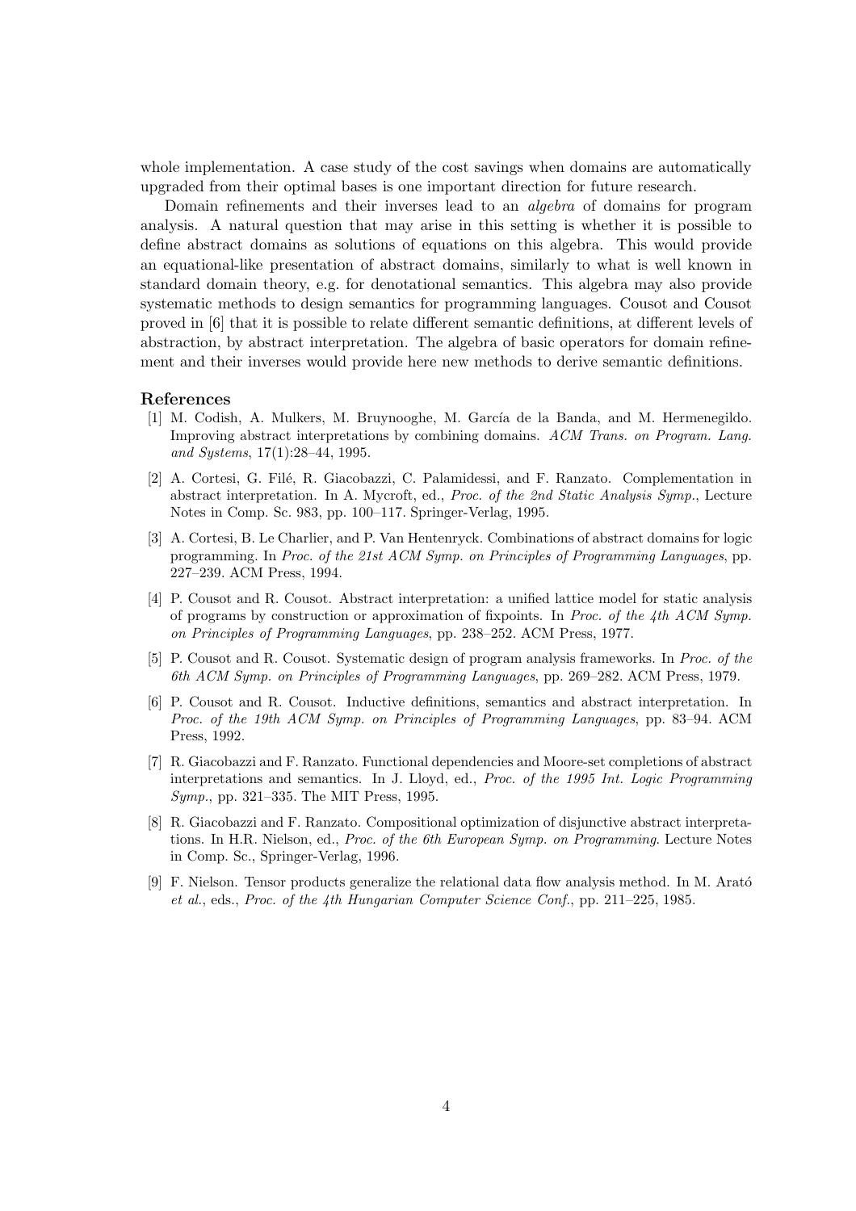whole implementation. A case study of the cost savings when domains are automatically upgraded from their optimal bases is one important direction for future research.

Domain refinements and their inverses lead to an *algebra* of domains for program analysis. A natural question that may arise in this setting is whether it is possible to define abstract domains as solutions of equations on this algebra. This would provide an equational-like presentation of abstract domains, similarly to what is well known in standard domain theory, e.g. for denotational semantics. This algebra may also provide systematic methods to design semantics for programming languages. Cousot and Cousot proved in [6] that it is possible to relate different semantic definitions, at different levels of abstraction, by abstract interpretation. The algebra of basic operators for domain refinement and their inverses would provide here new methods to derive semantic definitions.

## References

[1] M. Codish, A. Mulkers, M. Bruynooghe, M. García de la Banda, and M. Hermenegildo. Improving abstract interpretations by combining domains. *ACM Trans. on Program. Lang. and Systems*, 17(1):28–44, 1995.

[2] A. Cortesi, G. Filé, R. Giacobazzi, C. Palamidessi, and F. Ranzato. Complementation in abstract interpretation. In A. Mycroft, ed., *Proc. of the 2nd Static Analysis Symp.*, Lecture Notes in Comp. Sc. 983, pp. 100–117. Springer-Verlag, 1995.

[3] A. Cortesi, B. Le Charlier, and P. Van Hentenryck. Combinations of abstract domains for logic programming. In *Proc. of the 21st ACM Symp. on Principles of Programming Languages*, pp. 227–239. ACM Press, 1994.

[4] P. Cousot and R. Cousot. Abstract interpretation: a unified lattice model for static analysis of programs by construction or approximation of fixpoints. In *Proc. of the 4th ACM Symp. on Principles of Programming Languages*, pp. 238–252. ACM Press, 1977.

[5] P. Cousot and R. Cousot. Systematic design of program analysis frameworks. In *Proc. of the 6th ACM Symp. on Principles of Programming Languages*, pp. 269–282. ACM Press, 1979.

[6] P. Cousot and R. Cousot. Inductive definitions, semantics and abstract interpretation. In *Proc. of the 19th ACM Symp. on Principles of Programming Languages*, pp. 83–94. ACM Press, 1992.

[7] R. Giacobazzi and F. Ranzato. Functional dependencies and Moore-set completions of abstract interpretations and semantics. In J. Lloyd, ed., *Proc. of the 1995 Int. Logic Programming Symp.*, pp. 321–335. The MIT Press, 1995.

[8] R. Giacobazzi and F. Ranzato. Compositional optimization of disjunctive abstract interpretations. In H.R. Nielson, ed., *Proc. of the 6th European Symp. on Programming*. Lecture Notes in Comp. Sc., Springer-Verlag, 1996.

[9] F. Nielson. Tensor products generalize the relational data flow analysis method. In M. Arató *et al.*, eds., *Proc. of the 4th Hungarian Computer Science Conf.*, pp. 211–225, 1985.